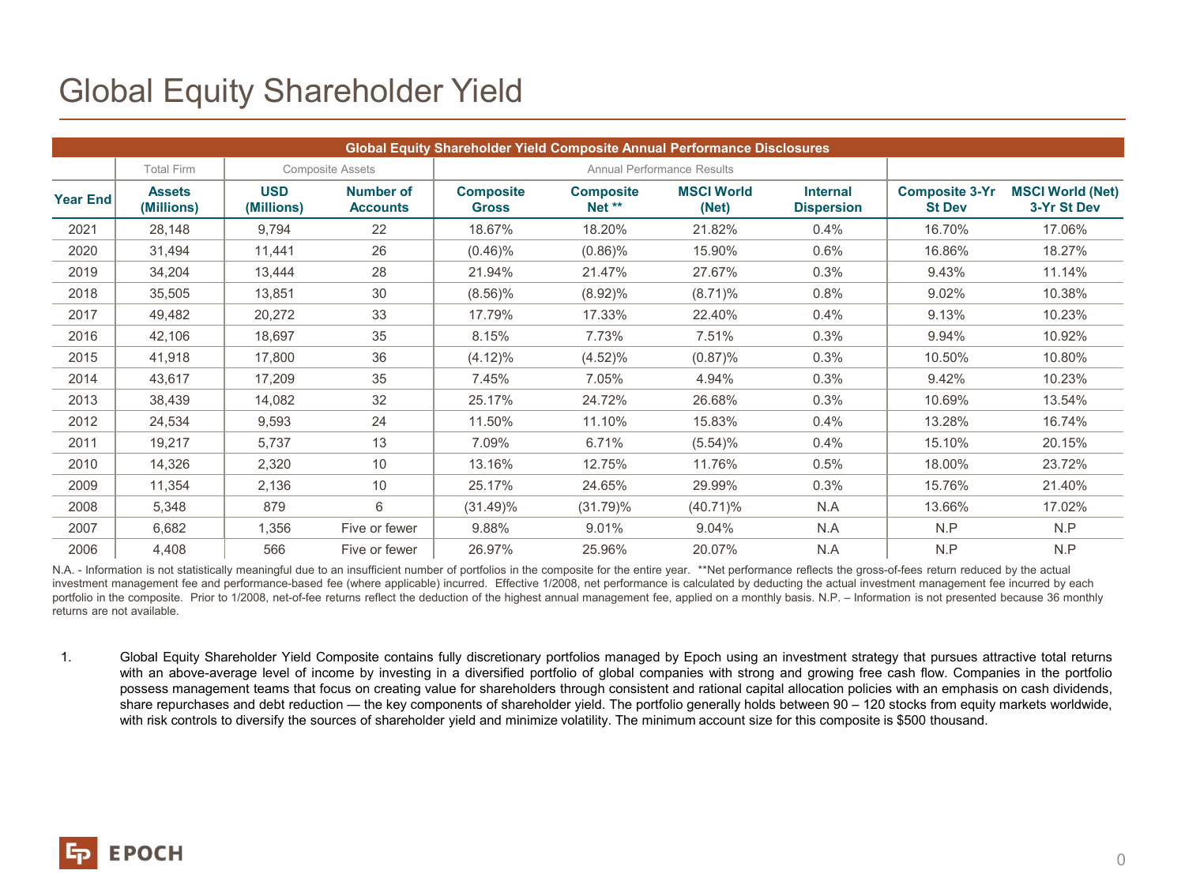# Global Equity Shareholder Yield

| Global Equity Shareholder Yield Composite Annual Performance Disclosures | | | | | | | | | |
|---|---|---|---|---|---|---|---|---|---|
| | Total Firm | Composite Assets | | Annual Performance Results | | | | | |
| **Year End** | **Assets (Millions)** | **USD (Millions)** | **Number of Accounts** | **Composite Gross** | **Composite Net \*\*** | **MSCI World (Net)** | **Internal Dispersion** | **Composite 3-Yr St Dev** | **MSCI World (Net) 3-Yr St Dev** |
| 2021 | 28,148 | 9,794 | 22 | 18.67% | 18.20% | 21.82% | 0.4% | 16.70% | 17.06% |
| 2020 | 31,494 | 11,441 | 26 | (0.46)% | (0.86)% | 15.90% | 0.6% | 16.86% | 18.27% |
| 2019 | 34,204 | 13,444 | 28 | 21.94% | 21.47% | 27.67% | 0.3% | 9.43% | 11.14% |
| 2018 | 35,505 | 13,851 | 30 | (8.56)% | (8.92)% | (8.71)% | 0.8% | 9.02% | 10.38% |
| 2017 | 49,482 | 20,272 | 33 | 17.79% | 17.33% | 22.40% | 0.4% | 9.13% | 10.23% |
| 2016 | 42,106 | 18,697 | 35 | 8.15% | 7.73% | 7.51% | 0.3% | 9.94% | 10.92% |
| 2015 | 41,918 | 17,800 | 36 | (4.12)% | (4.52)% | (0.87)% | 0.3% | 10.50% | 10.80% |
| 2014 | 43,617 | 17,209 | 35 | 7.45% | 7.05% | 4.94% | 0.3% | 9.42% | 10.23% |
| 2013 | 38,439 | 14,082 | 32 | 25.17% | 24.72% | 26.68% | 0.3% | 10.69% | 13.54% |
| 2012 | 24,534 | 9,593 | 24 | 11.50% | 11.10% | 15.83% | 0.4% | 13.28% | 16.74% |
| 2011 | 19,217 | 5,737 | 13 | 7.09% | 6.71% | (5.54)% | 0.4% | 15.10% | 20.15% |
| 2010 | 14,326 | 2,320 | 10 | 13.16% | 12.75% | 11.76% | 0.5% | 18.00% | 23.72% |
| 2009 | 11,354 | 2,136 | 10 | 25.17% | 24.65% | 29.99% | 0.3% | 15.76% | 21.40% |
| 2008 | 5,348 | 879 | 6 | (31.49)% | (31.79)% | (40.71)% | N.A | 13.66% | 17.02% |
| 2007 | 6,682 | 1,356 | Five or fewer | 9.88% | 9.01% | 9.04% | N.A | N.P | N.P |
| 2006 | 4,408 | 566 | Five or fewer | 26.97% | 25.96% | 20.07% | N.A | N.P | N.P |

N.A. - Information is not statistically meaningful due to an insufficient number of portfolios in the composite for the entire year. **Net performance reflects the gross-of-fees return reduced by the actual investment management fee and performance-based fee (where applicable) incurred. Effective 1/2008, net performance is calculated by deducting the actual investment management fee incurred by each portfolio in the composite. Prior to 1/2008, net-of-fee returns reflect the deduction of the highest annual management fee, applied on a monthly basis. N.P. – Information is not presented because 36 monthly returns are not available.

1. Global Equity Shareholder Yield Composite contains fully discretionary portfolios managed by Epoch using an investment strategy that pursues attractive total returns with an above-average level of income by investing in a diversified portfolio of global companies with strong and growing free cash flow. Companies in the portfolio possess management teams that focus on creating value for shareholders through consistent and rational capital allocation policies with an emphasis on cash dividends, share repurchases and debt reduction — the key components of shareholder yield. The portfolio generally holds between 90 – 120 stocks from equity markets worldwide, with risk controls to diversify the sources of shareholder yield and minimize volatility. The minimum account size for this composite is $500 thousand.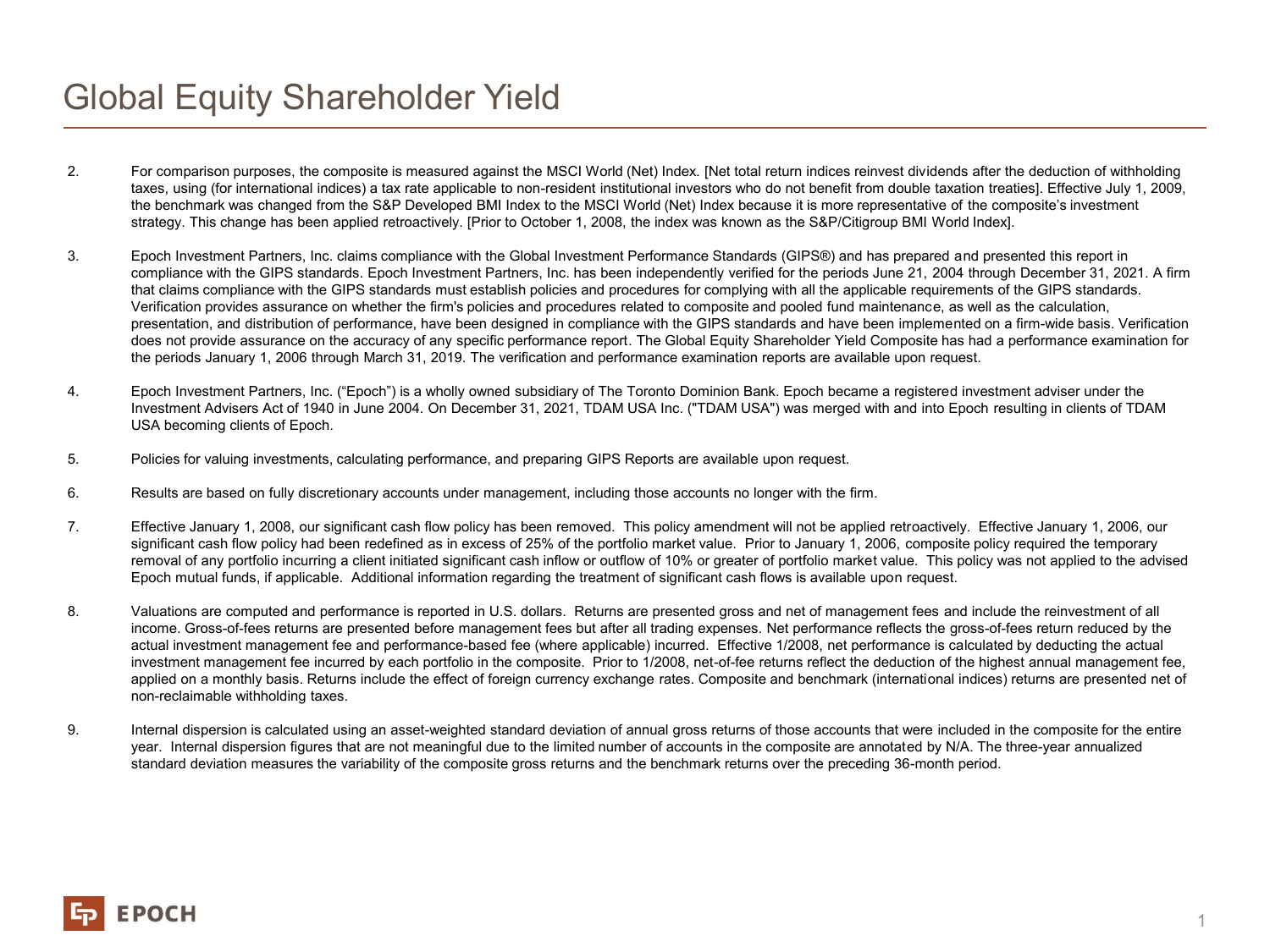# Global Equity Shareholder Yield

2. For comparison purposes, the composite is measured against the MSCI World (Net) Index. [Net total return indices reinvest dividends after the deduction of withholding taxes, using (for international indices) a tax rate applicable to non-resident institutional investors who do not benefit from double taxation treaties]. Effective July 1, 2009, the benchmark was changed from the S&P Developed BMI Index to the MSCI World (Net) Index because it is more representative of the composite's investment strategy. This change has been applied retroactively. [Prior to October 1, 2008, the index was known as the S&P/Citigroup BMI World Index].

3. Epoch Investment Partners, Inc. claims compliance with the Global Investment Performance Standards (GIPS®) and has prepared and presented this report in compliance with the GIPS standards. Epoch Investment Partners, Inc. has been independently verified for the periods June 21, 2004 through December 31, 2021. A firm that claims compliance with the GIPS standards must establish policies and procedures for complying with all the applicable requirements of the GIPS standards. Verification provides assurance on whether the firm's policies and procedures related to composite and pooled fund maintenance, as well as the calculation, presentation, and distribution of performance, have been designed in compliance with the GIPS standards and have been implemented on a firm-wide basis. Verification does not provide assurance on the accuracy of any specific performance report. The Global Equity Shareholder Yield Composite has had a performance examination for the periods January 1, 2006 through March 31, 2019. The verification and performance examination reports are available upon request.

4. Epoch Investment Partners, Inc. ("Epoch") is a wholly owned subsidiary of The Toronto Dominion Bank. Epoch became a registered investment adviser under the Investment Advisers Act of 1940 in June 2004. On December 31, 2021, TDAM USA Inc. ("TDAM USA") was merged with and into Epoch resulting in clients of TDAM USA becoming clients of Epoch.

5. Policies for valuing investments, calculating performance, and preparing GIPS Reports are available upon request.

6. Results are based on fully discretionary accounts under management, including those accounts no longer with the firm.

7. Effective January 1, 2008, our significant cash flow policy has been removed. This policy amendment will not be applied retroactively. Effective January 1, 2006, our significant cash flow policy had been redefined as in excess of 25% of the portfolio market value. Prior to January 1, 2006, composite policy required the temporary removal of any portfolio incurring a client initiated significant cash inflow or outflow of 10% or greater of portfolio market value. This policy was not applied to the advised Epoch mutual funds, if applicable. Additional information regarding the treatment of significant cash flows is available upon request.

8. Valuations are computed and performance is reported in U.S. dollars. Returns are presented gross and net of management fees and include the reinvestment of all income. Gross-of-fees returns are presented before management fees but after all trading expenses. Net performance reflects the gross-of-fees return reduced by the actual investment management fee and performance-based fee (where applicable) incurred. Effective 1/2008, net performance is calculated by deducting the actual investment management fee incurred by each portfolio in the composite. Prior to 1/2008, net-of-fee returns reflect the deduction of the highest annual management fee, applied on a monthly basis. Returns include the effect of foreign currency exchange rates. Composite and benchmark (international indices) returns are presented net of non-reclaimable withholding taxes.

9. Internal dispersion is calculated using an asset-weighted standard deviation of annual gross returns of those accounts that were included in the composite for the entire year. Internal dispersion figures that are not meaningful due to the limited number of accounts in the composite are annotated by N/A. The three-year annualized standard deviation measures the variability of the composite gross returns and the benchmark returns over the preceding 36-month period.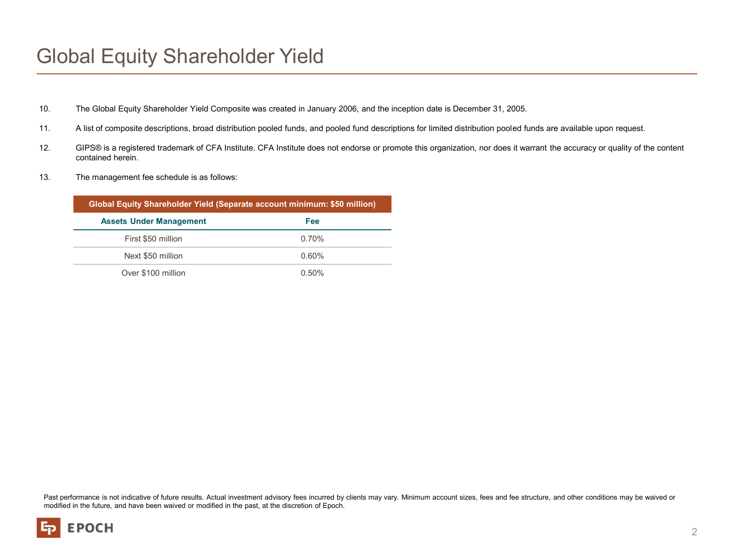# Global Equity Shareholder Yield

10. The Global Equity Shareholder Yield Composite was created in January 2006, and the inception date is December 31, 2005.

11. A list of composite descriptions, broad distribution pooled funds, and pooled fund descriptions for limited distribution pooled funds are available upon request.

12. GIPS® is a registered trademark of CFA Institute. CFA Institute does not endorse or promote this organization, nor does it warrant the accuracy or quality of the content contained herein.

13. The management fee schedule is as follows:

| Global Equity Shareholder Yield (Separate account minimum: $50 million) | |
|---|---|
| **Assets Under Management** | **Fee** |
| First $50 million | 0.70% |
| Next $50 million | 0.60% |
| Over $100 million | 0.50% |

Past performance is not indicative of future results. Actual investment advisory fees incurred by clients may vary. Minimum account sizes, fees and fee structure, and other conditions may be waived or modified in the future, and have been waived or modified in the past, at the discretion of Epoch.

EPOCH